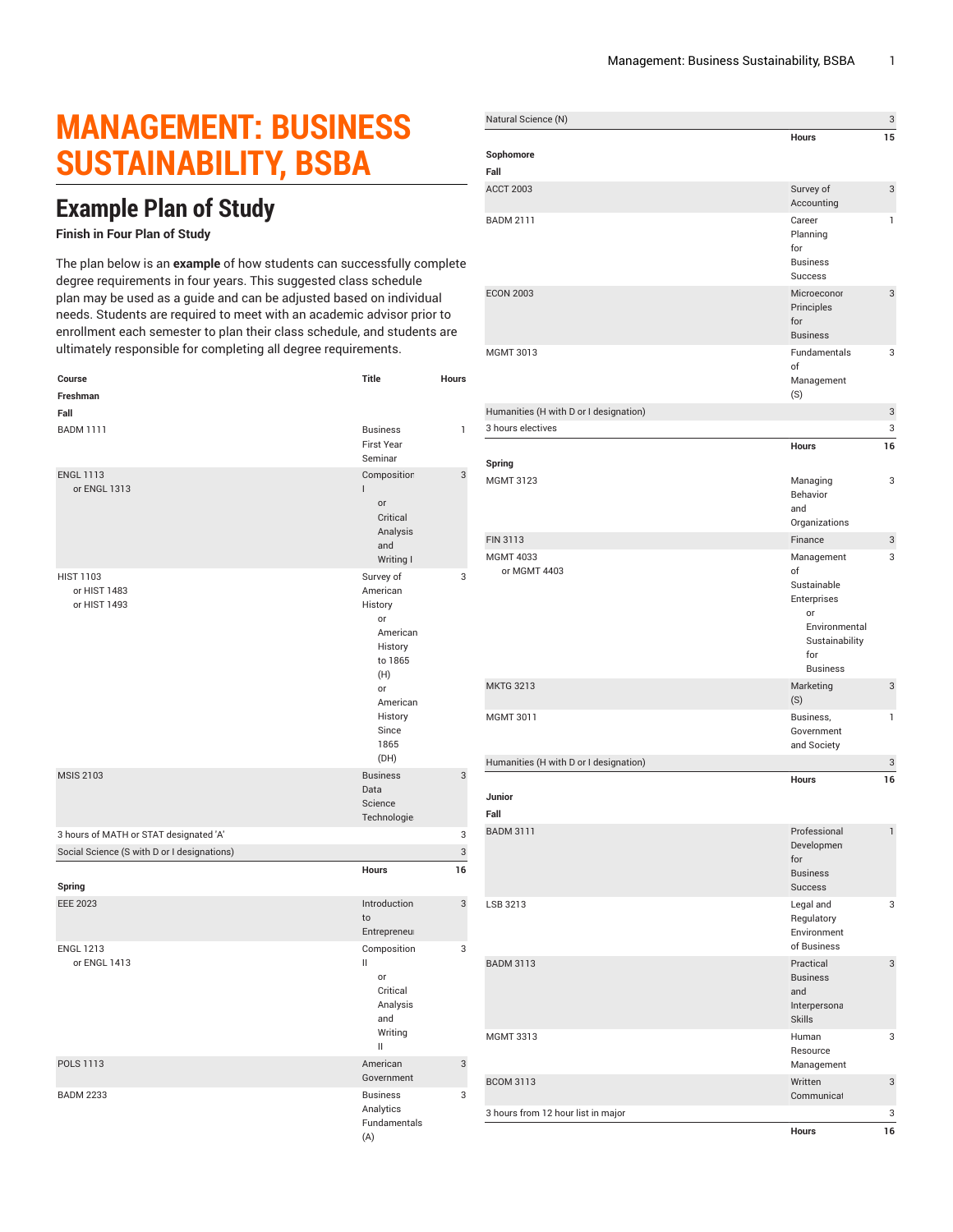# MANAGEMENT: BUSINESS SUSTAINABILITY, BSBA

## Example Plan of Study

**Finish in Four Plan of Study**

The plan below is an **example** of how students can successfully complete degree requirements in four years. This suggested class schedule plan may be used as a guide and can be adjusted based on individual needs. Students are required to meet with an academic advisor prior to enrollment each semester to plan their class schedule, and students are ultimately responsible for completing all degree requirements.

| Course | Title | Hours |
|---|---|---|
| **Freshman** | | |
| **Fall** | | |
| BADM 1111 | Business First Year Seminar | 1 |
| ENGL 1113 or ENGL 1313 | Composition I or Critical Analysis and Writing I | 3 |
| HIST 1103 or HIST 1483 or HIST 1493 | Survey of American History or American History to 1865 (H) or American History Since 1865 (DH) | 3 |
| MSIS 2103 | Business Data Science Technologies | 3 |
| 3 hours of MATH or STAT designated 'A' | | 3 |
| Social Science (S with D or I designations) | | 3 |
| | **Hours** | **16** |
| **Spring** | | |
| EEE 2023 | Introduction to Entrepreneurship | 3 |
| ENGL 1213 or ENGL 1413 | Composition II or Critical Analysis and Writing II | 3 |
| POLS 1113 | American Government | 3 |
| BADM 2233 | Business Analytics Fundamentals (A) | 3 |
| Natural Science (N) | | 3 |
| | **Hours** | **15** |
| **Sophomore** | | |
| **Fall** | | |
| ACCT 2003 | Survey of Accounting | 3 |
| BADM 2111 | Career Planning for Business Success | 1 |
| ECON 2003 | Microeconomic Principles for Business | 3 |
| MGMT 3013 | Fundamentals of Management (S) | 3 |
| Humanities (H with D or I designation) | | 3 |
| 3 hours electives | | 3 |
| | **Hours** | **16** |
| **Spring** | | |
| MGMT 3123 | Managing Behavior and Organizations | 3 |
| FIN 3113 | Finance | 3 |
| MGMT 4033 or MGMT 4403 | Management of Sustainable Enterprises or Environmental Sustainability for Business | 3 |
| MKTG 3213 | Marketing (S) | 3 |
| MGMT 3011 | Business, Government and Society | 1 |
| Humanities (H with D or I designation) | | 3 |
| | **Hours** | **16** |
| **Junior** | | |
| **Fall** | | |
| BADM 3111 | Professional Development for Business Success | 1 |
| LSB 3213 | Legal and Regulatory Environment of Business | 3 |
| BADM 3113 | Practical Business and Interpersonal Skills | 3 |
| MGMT 3313 | Human Resource Management | 3 |
| BCOM 3113 | Written Communication | 3 |
| 3 hours from 12 hour list in major | | 3 |
| | **Hours** | **16** |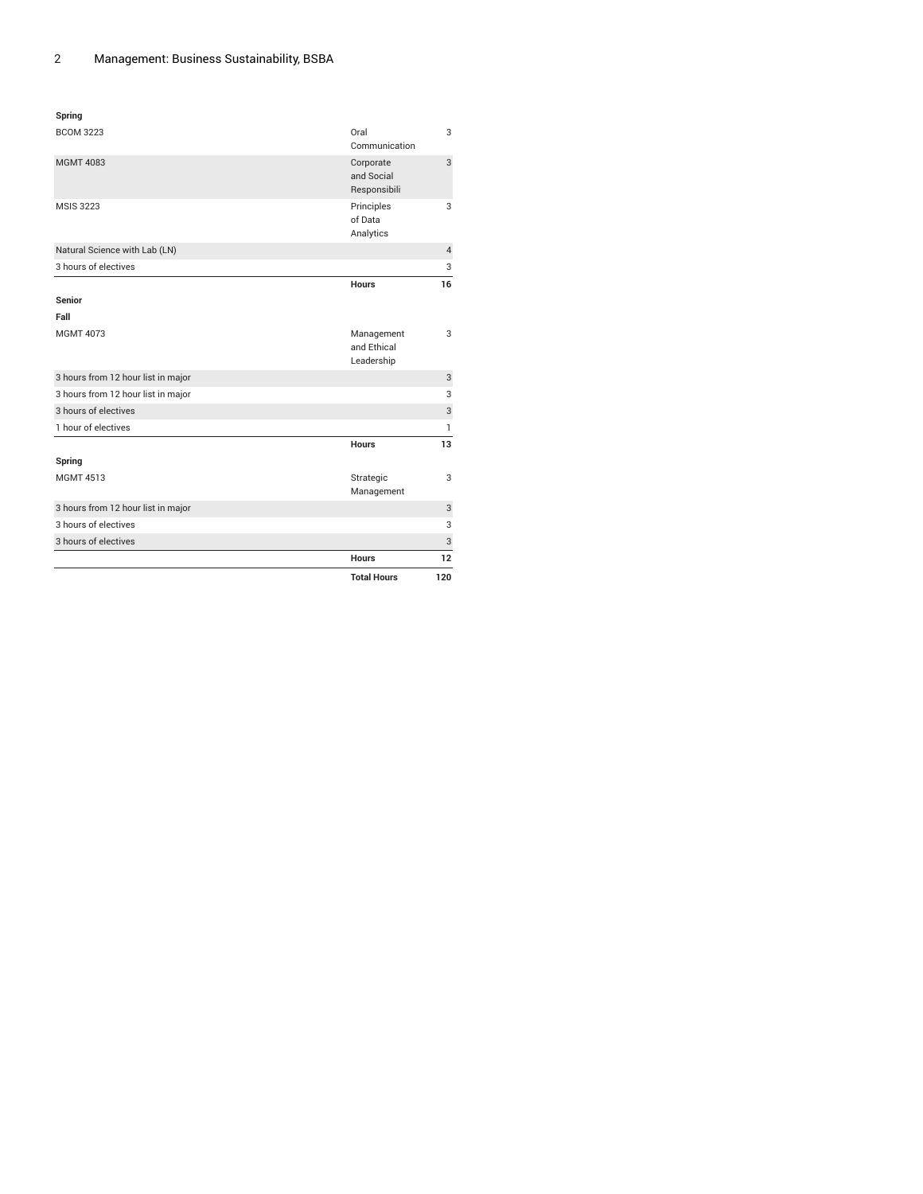| | | |
|---|---|---|
| **Spring** | | |
| BCOM 3223 | Oral Communication | 3 |
| MGMT 4083 | Corporate and Social Responsibili | 3 |
| MSIS 3223 | Principles of Data Analytics | 3 |
| Natural Science with Lab (LN) | | 4 |
| 3 hours of electives | | 3 |
| | **Hours** | **16** |
| **Senior** | | |
| **Fall** | | |
| MGMT 4073 | Management and Ethical Leadership | 3 |
| 3 hours from 12 hour list in major | | 3 |
| 3 hours from 12 hour list in major | | 3 |
| 3 hours of electives | | 3 |
| 1 hour of electives | | 1 |
| | **Hours** | **13** |
| **Spring** | | |
| MGMT 4513 | Strategic Management | 3 |
| 3 hours from 12 hour list in major | | 3 |
| 3 hours of electives | | 3 |
| 3 hours of electives | | 3 |
| | **Hours** | **12** |
| | **Total Hours** | **120** |